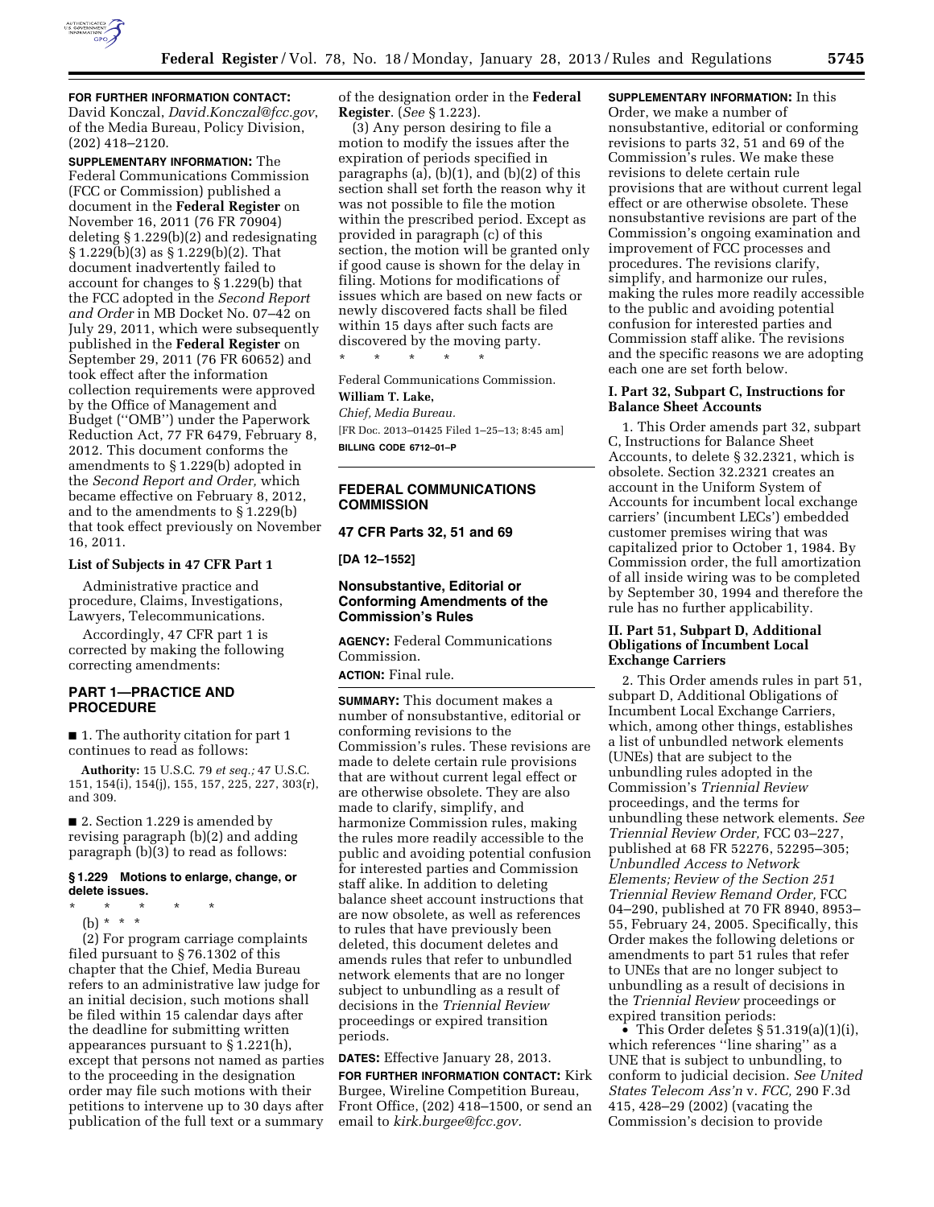**FOR FURTHER INFORMATION CONTACT:** David Konczal, *David.Konczal@fcc.gov*, of the Media Bureau, Policy Division, (202) 418–2120.

**SUPPLEMENTARY INFORMATION:** The Federal Communications Commission (FCC or Commission) published a document in the **Federal Register** on November 16, 2011 (76 FR 70904) deleting § 1.229(b)(2) and redesignating § 1.229(b)(3) as § 1.229(b)(2). That document inadvertently failed to account for changes to § 1.229(b) that the FCC adopted in the *Second Report and Order* in MB Docket No. 07–42 on July 29, 2011, which were subsequently published in the **Federal Register** on September 29, 2011 (76 FR 60652) and took effect after the information collection requirements were approved by the Office of Management and Budget (''OMB'') under the Paperwork Reduction Act, 77 FR 6479, February 8, 2012. This document conforms the amendments to § 1.229(b) adopted in the *Second Report and Order,* which became effective on February 8, 2012, and to the amendments to § 1.229(b) that took effect previously on November 16, 2011.

**List of Subjects in 47 CFR Part 1**

Administrative practice and procedure, Claims, Investigations, Lawyers, Telecommunications.

Accordingly, 47 CFR part 1 is corrected by making the following correcting amendments:

## PART 1—PRACTICE AND PROCEDURE

■ 1. The authority citation for part 1 continues to read as follows:

**Authority:** 15 U.S.C. 79 *et seq.;* 47 U.S.C. 151, 154(i), 154(j), 155, 157, 225, 227, 303(r), and 309.

■ 2. Section 1.229 is amended by revising paragraph (b)(2) and adding paragraph (b)(3) to read as follows:

### § 1.229 Motions to enlarge, change, or delete issues.

\* \* \* \* \*

(b) \* \* \*

(2) For program carriage complaints filed pursuant to § 76.1302 of this chapter that the Chief, Media Bureau refers to an administrative law judge for an initial decision, such motions shall be filed within 15 calendar days after the deadline for submitting written appearances pursuant to § 1.221(h), except that persons not named as parties to the proceeding in the designation order may file such motions with their petitions to intervene up to 30 days after publication of the full text or a summary of the designation order in the **Federal Register**. (*See* § 1.223).

(3) Any person desiring to file a motion to modify the issues after the expiration of periods specified in paragraphs (a), (b)(1), and (b)(2) of this section shall set forth the reason why it was not possible to file the motion within the prescribed period. Except as provided in paragraph (c) of this section, the motion will be granted only if good cause is shown for the delay in filing. Motions for modifications of issues which are based on new facts or newly discovered facts shall be filed within 15 days after such facts are discovered by the moving party.

\* \* \* \* \*

Federal Communications Commission.

**William T. Lake,**

*Chief, Media Bureau.*

[FR Doc. 2013–01425 Filed 1–25–13; 8:45 am]

**BILLING CODE 6712–01–P**

## FEDERAL COMMUNICATIONS COMMISSION

## 47 CFR Parts 32, 51 and 69

**[DA 12–1552]**

## Nonsubstantive, Editorial or Conforming Amendments of the Commission's Rules

**AGENCY:** Federal Communications Commission.

**ACTION:** Final rule.

**SUMMARY:** This document makes a number of nonsubstantive, editorial or conforming revisions to the Commission's rules. These revisions are made to delete certain rule provisions that are without current legal effect or are otherwise obsolete. They are also made to clarify, simplify, and harmonize Commission rules, making the rules more readily accessible to the public and avoiding potential confusion for interested parties and Commission staff alike. In addition to deleting balance sheet account instructions that are now obsolete, as well as references to rules that have previously been deleted, this document deletes and amends rules that refer to unbundled network elements that are no longer subject to unbundling as a result of decisions in the *Triennial Review* proceedings or expired transition periods.

**DATES:** Effective January 28, 2013.

**FOR FURTHER INFORMATION CONTACT:** Kirk Burgee, Wireline Competition Bureau, Front Office, (202) 418–1500, or send an email to *kirk.burgee@fcc.gov.*

**SUPPLEMENTARY INFORMATION:** In this Order, we make a number of nonsubstantive, editorial or conforming revisions to parts 32, 51 and 69 of the Commission's rules. We make these revisions to delete certain rule provisions that are without current legal effect or are otherwise obsolete. These nonsubstantive revisions are part of the Commission's ongoing examination and improvement of FCC processes and procedures. The revisions clarify, simplify, and harmonize our rules, making the rules more readily accessible to the public and avoiding potential confusion for interested parties and Commission staff alike. The revisions and the specific reasons we are adopting each one are set forth below.

### I. Part 32, Subpart C, Instructions for Balance Sheet Accounts

1. This Order amends part 32, subpart C, Instructions for Balance Sheet Accounts, to delete § 32.2321, which is obsolete. Section 32.2321 creates an account in the Uniform System of Accounts for incumbent local exchange carriers' (incumbent LECs') embedded customer premises wiring that was capitalized prior to October 1, 1984. By Commission order, the full amortization of all inside wiring was to be completed by September 30, 1994 and therefore the rule has no further applicability.

### II. Part 51, Subpart D, Additional Obligations of Incumbent Local Exchange Carriers

2. This Order amends rules in part 51, subpart D, Additional Obligations of Incumbent Local Exchange Carriers, which, among other things, establishes a list of unbundled network elements (UNEs) that are subject to the unbundling rules adopted in the Commission's *Triennial Review* proceedings, and the terms for unbundling these network elements. *See Triennial Review Order,* FCC 03–227, published at 68 FR 52276, 52295–305; *Unbundled Access to Network Elements; Review of the Section 251 Triennial Review Remand Order,* FCC 04–290, published at 70 FR 8940, 8953–55, February 24, 2005. Specifically, this Order makes the following deletions or amendments to part 51 rules that refer to UNEs that are no longer subject to unbundling as a result of decisions in the *Triennial Review* proceedings or expired transition periods:

- This Order deletes § 51.319(a)(1)(i), which references ''line sharing'' as a UNE that is subject to unbundling, to conform to judicial decision. *See United States Telecom Ass'n* v. *FCC,* 290 F.3d 415, 428–29 (2002) (vacating the Commission's decision to provide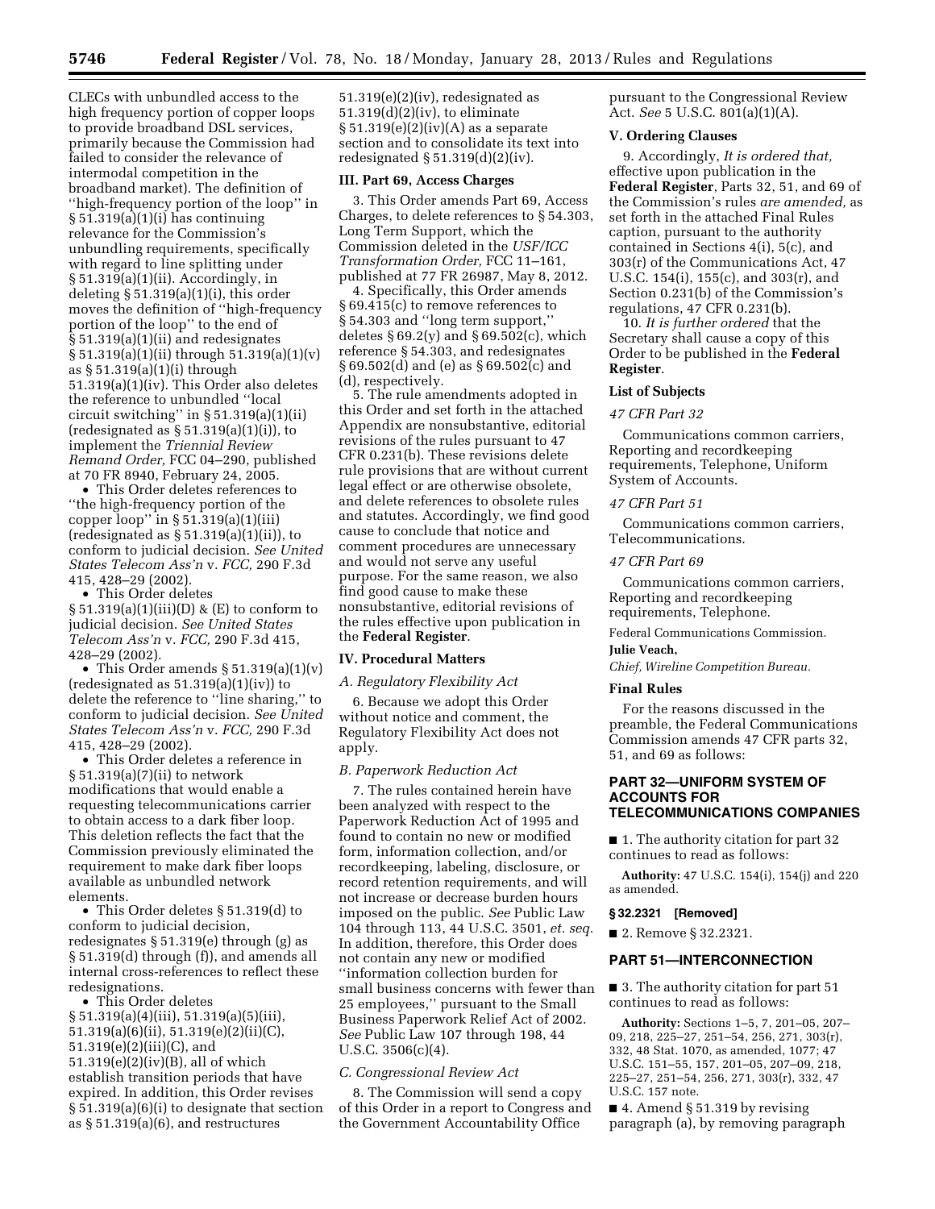CLECs with unbundled access to the high frequency portion of copper loops to provide broadband DSL services, primarily because the Commission had failed to consider the relevance of intermodal competition in the broadband market). The definition of ''high-frequency portion of the loop'' in § 51.319(a)(1)(i) has continuing relevance for the Commission's unbundling requirements, specifically with regard to line splitting under § 51.319(a)(1)(ii). Accordingly, in deleting § 51.319(a)(1)(i), this order moves the definition of ''high-frequency portion of the loop'' to the end of § 51.319(a)(1)(ii) and redesignates § 51.319(a)(1)(ii) through 51.319(a)(1)(v) as § 51.319(a)(1)(i) through 51.319(a)(1)(iv). This Order also deletes the reference to unbundled ''local circuit switching'' in § 51.319(a)(1)(ii) (redesignated as § 51.319(a)(1)(i)), to implement the *Triennial Review Remand Order,* FCC 04–290, published at 70 FR 8940, February 24, 2005.

- This Order deletes references to ''the high-frequency portion of the copper loop'' in § 51.319(a)(1)(iii) (redesignated as § 51.319(a)(1)(ii)), to conform to judicial decision. *See United States Telecom Ass'n* v. *FCC,* 290 F.3d 415, 428–29 (2002).
- This Order deletes § 51.319(a)(1)(iii)(D) & (E) to conform to judicial decision. *See United States Telecom Ass'n* v. *FCC,* 290 F.3d 415, 428–29 (2002).
- This Order amends § 51.319(a)(1)(v) (redesignated as 51.319(a)(1)(iv)) to delete the reference to ''line sharing,'' to conform to judicial decision. *See United States Telecom Ass'n* v. *FCC,* 290 F.3d 415, 428–29 (2002).
- This Order deletes a reference in § 51.319(a)(7)(ii) to network modifications that would enable a requesting telecommunications carrier to obtain access to a dark fiber loop. This deletion reflects the fact that the Commission previously eliminated the requirement to make dark fiber loops available as unbundled network elements.
- This Order deletes § 51.319(d) to conform to judicial decision, redesignates § 51.319(e) through (g) as § 51.319(d) through (f)), and amends all internal cross-references to reflect these redesignations.
- This Order deletes § 51.319(a)(4)(iii), 51.319(a)(5)(iii), 51.319(a)(6)(ii), 51.319(e)(2)(ii)(C), 51.319(e)(2)(iii)(C), and 51.319(e)(2)(iv)(B), all of which establish transition periods that have expired. In addition, this Order revises § 51.319(a)(6)(i) to designate that section as § 51.319(a)(6), and restructures 51.319(e)(2)(iv), redesignated as 51.319(d)(2)(iv), to eliminate § 51.319(e)(2)(iv)(A) as a separate section and to consolidate its text into redesignated § 51.319(d)(2)(iv).

### III. Part 69, Access Charges

3. This Order amends Part 69, Access Charges, to delete references to § 54.303, Long Term Support, which the Commission deleted in the *USF/ICC Transformation Order,* FCC 11–161, published at 77 FR 26987, May 8, 2012.

4. Specifically, this Order amends § 69.415(c) to remove references to § 54.303 and ''long term support,'' deletes § 69.2(y) and § 69.502(c), which reference § 54.303, and redesignates § 69.502(d) and (e) as § 69.502(c) and (d), respectively.

5. The rule amendments adopted in this Order and set forth in the attached Appendix are nonsubstantive, editorial revisions of the rules pursuant to 47 CFR 0.231(b). These revisions delete rule provisions that are without current legal effect or are otherwise obsolete, and delete references to obsolete rules and statutes. Accordingly, we find good cause to conclude that notice and comment procedures are unnecessary and would not serve any useful purpose. For the same reason, we also find good cause to make these nonsubstantive, editorial revisions of the rules effective upon publication in the **Federal Register**.

### IV. Procedural Matters

#### *A. Regulatory Flexibility Act*

6. Because we adopt this Order without notice and comment, the Regulatory Flexibility Act does not apply.

#### *B. Paperwork Reduction Act*

7. The rules contained herein have been analyzed with respect to the Paperwork Reduction Act of 1995 and found to contain no new or modified form, information collection, and/or recordkeeping, labeling, disclosure, or record retention requirements, and will not increase or decrease burden hours imposed on the public. *See* Public Law 104 through 113, 44 U.S.C. 3501, *et. seq.* In addition, therefore, this Order does not contain any new or modified ''information collection burden for small business concerns with fewer than 25 employees,'' pursuant to the Small Business Paperwork Relief Act of 2002. *See* Public Law 107 through 198, 44 U.S.C. 3506(c)(4).

#### *C. Congressional Review Act*

8. The Commission will send a copy of this Order in a report to Congress and the Government Accountability Office pursuant to the Congressional Review Act. *See* 5 U.S.C. 801(a)(1)(A).

### V. Ordering Clauses

9. Accordingly, *It is ordered that,* effective upon publication in the **Federal Register**, Parts 32, 51, and 69 of the Commission's rules *are amended,* as set forth in the attached Final Rules caption, pursuant to the authority contained in Sections 4(i), 5(c), and 303(r) of the Communications Act, 47 U.S.C. 154(i), 155(c), and 303(r), and Section 0.231(b) of the Commission's regulations, 47 CFR 0.231(b).

10. *It is further ordered* that the Secretary shall cause a copy of this Order to be published in the **Federal Register**.

### List of Subjects

#### *47 CFR Part 32*

Communications common carriers, Reporting and recordkeeping requirements, Telephone, Uniform System of Accounts.

#### *47 CFR Part 51*

Communications common carriers, Telecommunications.

#### *47 CFR Part 69*

Communications common carriers, Reporting and recordkeeping requirements, Telephone.

Federal Communications Commission.

**Julie Veach,**

*Chief, Wireline Competition Bureau.*

### Final Rules

For the reasons discussed in the preamble, the Federal Communications Commission amends 47 CFR parts 32, 51, and 69 as follows:

## PART 32—UNIFORM SYSTEM OF ACCOUNTS FOR TELECOMMUNICATIONS COMPANIES

■ 1. The authority citation for part 32 continues to read as follows:

**Authority:** 47 U.S.C. 154(i), 154(j) and 220 as amended.

#### § 32.2321 [Removed]

■ 2. Remove § 32.2321.

## PART 51—INTERCONNECTION

■ 3. The authority citation for part 51 continues to read as follows:

**Authority:** Sections 1–5, 7, 201–05, 207–09, 218, 225–27, 251–54, 256, 271, 303(r), 332, 48 Stat. 1070, as amended, 1077; 47 U.S.C. 151–55, 157, 201–05, 207–09, 218, 225–27, 251–54, 256, 271, 303(r), 332, 47 U.S.C. 157 note.

■ 4. Amend § 51.319 by revising paragraph (a), by removing paragraph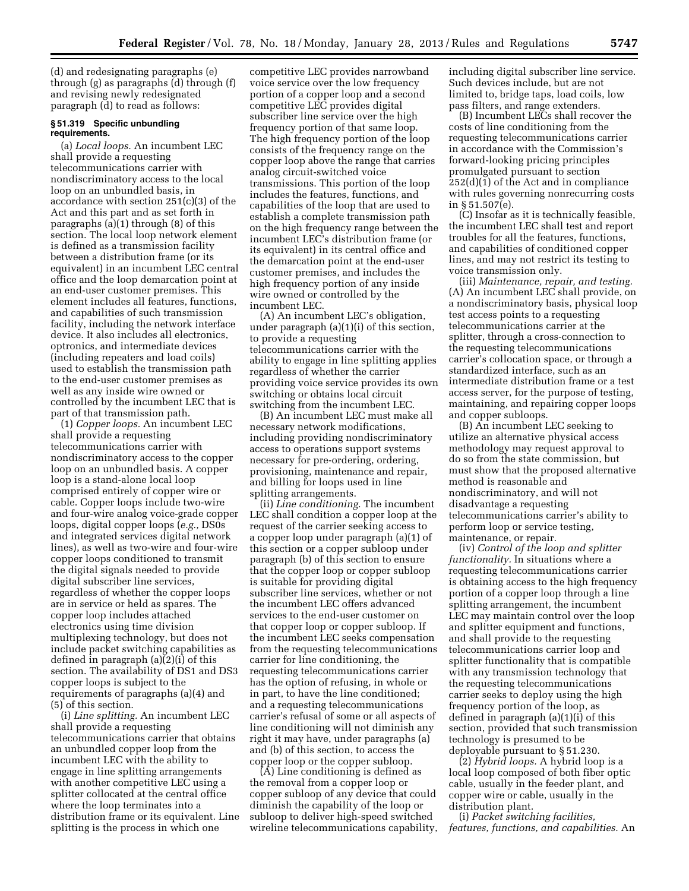(d) and redesignating paragraphs (e) through (g) as paragraphs (d) through (f) and revising newly redesignated paragraph (d) to read as follows:

### § 51.319 Specific unbundling requirements.

(a) *Local loops.* An incumbent LEC shall provide a requesting telecommunications carrier with nondiscriminatory access to the local loop on an unbundled basis, in accordance with section 251(c)(3) of the Act and this part and as set forth in paragraphs (a)(1) through (8) of this section. The local loop network element is defined as a transmission facility between a distribution frame (or its equivalent) in an incumbent LEC central office and the loop demarcation point at an end-user customer premises. This element includes all features, functions, and capabilities of such transmission facility, including the network interface device. It also includes all electronics, optronics, and intermediate devices (including repeaters and load coils) used to establish the transmission path to the end-user customer premises as well as any inside wire owned or controlled by the incumbent LEC that is part of that transmission path.

(1) *Copper loops.* An incumbent LEC shall provide a requesting telecommunications carrier with nondiscriminatory access to the copper loop on an unbundled basis. A copper loop is a stand-alone local loop comprised entirely of copper wire or cable. Copper loops include two-wire and four-wire analog voice-grade copper loops, digital copper loops (*e.g.,* DS0s and integrated services digital network lines), as well as two-wire and four-wire copper loops conditioned to transmit the digital signals needed to provide digital subscriber line services, regardless of whether the copper loops are in service or held as spares. The copper loop includes attached electronics using time division multiplexing technology, but does not include packet switching capabilities as defined in paragraph (a)(2)(i) of this section. The availability of DS1 and DS3 copper loops is subject to the requirements of paragraphs (a)(4) and (5) of this section.

(i) *Line splitting.* An incumbent LEC shall provide a requesting telecommunications carrier that obtains an unbundled copper loop from the incumbent LEC with the ability to engage in line splitting arrangements with another competitive LEC using a splitter collocated at the central office where the loop terminates into a distribution frame or its equivalent. Line splitting is the process in which one competitive LEC provides narrowband voice service over the low frequency portion of a copper loop and a second competitive LEC provides digital subscriber line service over the high frequency portion of that same loop. The high frequency portion of the loop consists of the frequency range on the copper loop above the range that carries analog circuit-switched voice transmissions. This portion of the loop includes the features, functions, and capabilities of the loop that are used to establish a complete transmission path on the high frequency range between the incumbent LEC's distribution frame (or its equivalent) in its central office and the demarcation point at the end-user customer premises, and includes the high frequency portion of any inside wire owned or controlled by the incumbent LEC.

(A) An incumbent LEC's obligation, under paragraph (a)(1)(i) of this section, to provide a requesting telecommunications carrier with the ability to engage in line splitting applies regardless of whether the carrier providing voice service provides its own switching or obtains local circuit switching from the incumbent LEC.

(B) An incumbent LEC must make all necessary network modifications, including providing nondiscriminatory access to operations support systems necessary for pre-ordering, ordering, provisioning, maintenance and repair, and billing for loops used in line splitting arrangements.

(ii) *Line conditioning.* The incumbent LEC shall condition a copper loop at the request of the carrier seeking access to a copper loop under paragraph (a)(1) of this section or a copper subloop under paragraph (b) of this section to ensure that the copper loop or copper subloop is suitable for providing digital subscriber line services, whether or not the incumbent LEC offers advanced services to the end-user customer on that copper loop or copper subloop. If the incumbent LEC seeks compensation from the requesting telecommunications carrier for line conditioning, the requesting telecommunications carrier has the option of refusing, in whole or in part, to have the line conditioned; and a requesting telecommunications carrier's refusal of some or all aspects of line conditioning will not diminish any right it may have, under paragraphs (a) and (b) of this section, to access the copper loop or the copper subloop.

(A) Line conditioning is defined as the removal from a copper loop or copper subloop of any device that could diminish the capability of the loop or subloop to deliver high-speed switched wireline telecommunications capability, including digital subscriber line service. Such devices include, but are not limited to, bridge taps, load coils, low pass filters, and range extenders.

(B) Incumbent LECs shall recover the costs of line conditioning from the requesting telecommunications carrier in accordance with the Commission's forward-looking pricing principles promulgated pursuant to section 252(d)(1) of the Act and in compliance with rules governing nonrecurring costs in § 51.507(e).

(C) Insofar as it is technically feasible, the incumbent LEC shall test and report troubles for all the features, functions, and capabilities of conditioned copper lines, and may not restrict its testing to voice transmission only.

(iii) *Maintenance, repair, and testing.* (A) An incumbent LEC shall provide, on a nondiscriminatory basis, physical loop test access points to a requesting telecommunications carrier at the splitter, through a cross-connection to the requesting telecommunications carrier's collocation space, or through a standardized interface, such as an intermediate distribution frame or a test access server, for the purpose of testing, maintaining, and repairing copper loops and copper subloops.

(B) An incumbent LEC seeking to utilize an alternative physical access methodology may request approval to do so from the state commission, but must show that the proposed alternative method is reasonable and nondiscriminatory, and will not disadvantage a requesting telecommunications carrier's ability to perform loop or service testing, maintenance, or repair.

(iv) *Control of the loop and splitter functionality.* In situations where a requesting telecommunications carrier is obtaining access to the high frequency portion of a copper loop through a line splitting arrangement, the incumbent LEC may maintain control over the loop and splitter equipment and functions, and shall provide to the requesting telecommunications carrier loop and splitter functionality that is compatible with any transmission technology that the requesting telecommunications carrier seeks to deploy using the high frequency portion of the loop, as defined in paragraph (a)(1)(i) of this section, provided that such transmission technology is presumed to be deployable pursuant to § 51.230.

(2) *Hybrid loops.* A hybrid loop is a local loop composed of both fiber optic cable, usually in the feeder plant, and copper wire or cable, usually in the distribution plant.

(i) *Packet switching facilities, features, functions, and capabilities.* An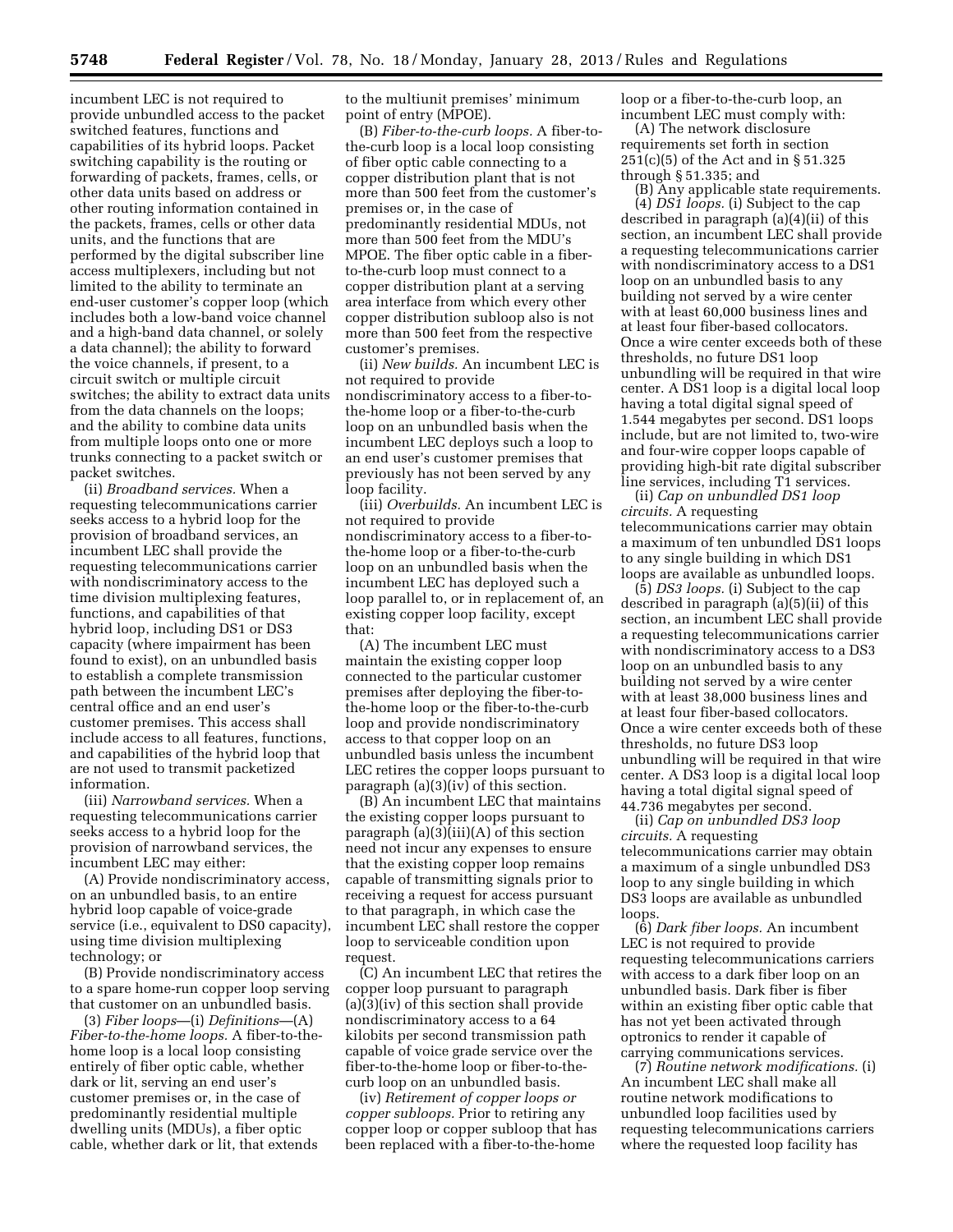incumbent LEC is not required to provide unbundled access to the packet switched features, functions and capabilities of its hybrid loops. Packet switching capability is the routing or forwarding of packets, frames, cells, or other data units based on address or other routing information contained in the packets, frames, cells or other data units, and the functions that are performed by the digital subscriber line access multiplexers, including but not limited to the ability to terminate an end-user customer's copper loop (which includes both a low-band voice channel and a high-band data channel, or solely a data channel); the ability to forward the voice channels, if present, to a circuit switch or multiple circuit switches; the ability to extract data units from the data channels on the loops; and the ability to combine data units from multiple loops onto one or more trunks connecting to a packet switch or packet switches.

(ii) *Broadband services.* When a requesting telecommunications carrier seeks access to a hybrid loop for the provision of broadband services, an incumbent LEC shall provide the requesting telecommunications carrier with nondiscriminatory access to the time division multiplexing features, functions, and capabilities of that hybrid loop, including DS1 or DS3 capacity (where impairment has been found to exist), on an unbundled basis to establish a complete transmission path between the incumbent LEC's central office and an end user's customer premises. This access shall include access to all features, functions, and capabilities of the hybrid loop that are not used to transmit packetized information.

(iii) *Narrowband services.* When a requesting telecommunications carrier seeks access to a hybrid loop for the provision of narrowband services, the incumbent LEC may either:

(A) Provide nondiscriminatory access, on an unbundled basis, to an entire hybrid loop capable of voice-grade service (i.e., equivalent to DS0 capacity), using time division multiplexing technology; or

(B) Provide nondiscriminatory access to a spare home-run copper loop serving that customer on an unbundled basis.

(3) *Fiber loops*—(i) *Definitions*—(A) *Fiber-to-the-home loops.* A fiber-to-the-home loop is a local loop consisting entirely of fiber optic cable, whether dark or lit, serving an end user's customer premises or, in the case of predominantly residential multiple dwelling units (MDUs), a fiber optic cable, whether dark or lit, that extends to the multiunit premises' minimum point of entry (MPOE).

(B) *Fiber-to-the-curb loops.* A fiber-to-the-curb loop is a local loop consisting of fiber optic cable connecting to a copper distribution plant that is not more than 500 feet from the customer's premises or, in the case of predominantly residential MDUs, not more than 500 feet from the MDU's MPOE. The fiber optic cable in a fiber-to-the-curb loop must connect to a copper distribution plant at a serving area interface from which every other copper distribution subloop also is not more than 500 feet from the respective customer's premises.

(ii) *New builds.* An incumbent LEC is not required to provide nondiscriminatory access to a fiber-to-the-home loop or a fiber-to-the-curb loop on an unbundled basis when the incumbent LEC deploys such a loop to an end user's customer premises that previously has not been served by any loop facility.

(iii) *Overbuilds.* An incumbent LEC is not required to provide nondiscriminatory access to a fiber-to-the-home loop or a fiber-to-the-curb loop on an unbundled basis when the incumbent LEC has deployed such a loop parallel to, or in replacement of, an existing copper loop facility, except that:

(A) The incumbent LEC must maintain the existing copper loop connected to the particular customer premises after deploying the fiber-to-the-home loop or the fiber-to-the-curb loop and provide nondiscriminatory access to that copper loop on an unbundled basis unless the incumbent LEC retires the copper loops pursuant to paragraph (a)(3)(iv) of this section.

(B) An incumbent LEC that maintains the existing copper loops pursuant to paragraph (a)(3)(iii)(A) of this section need not incur any expenses to ensure that the existing copper loop remains capable of transmitting signals prior to receiving a request for access pursuant to that paragraph, in which case the incumbent LEC shall restore the copper loop to serviceable condition upon request.

(C) An incumbent LEC that retires the copper loop pursuant to paragraph (a)(3)(iv) of this section shall provide nondiscriminatory access to a 64 kilobits per second transmission path capable of voice grade service over the fiber-to-the-home loop or fiber-to-the-curb loop on an unbundled basis.

(iv) *Retirement of copper loops or copper subloops.* Prior to retiring any copper loop or copper subloop that has been replaced with a fiber-to-the-home loop or a fiber-to-the-curb loop, an incumbent LEC must comply with:

(A) The network disclosure requirements set forth in section 251(c)(5) of the Act and in § 51.325 through § 51.335; and

(B) Any applicable state requirements.

(4) *DS1 loops.* (i) Subject to the cap described in paragraph (a)(4)(ii) of this section, an incumbent LEC shall provide a requesting telecommunications carrier with nondiscriminatory access to a DS1 loop on an unbundled basis to any building not served by a wire center with at least 60,000 business lines and at least four fiber-based collocators. Once a wire center exceeds both of these thresholds, no future DS1 loop unbundling will be required in that wire center. A DS1 loop is a digital local loop having a total digital signal speed of 1.544 megabytes per second. DS1 loops include, but are not limited to, two-wire and four-wire copper loops capable of providing high-bit rate digital subscriber line services, including T1 services.

(ii) *Cap on unbundled DS1 loop circuits.* A requesting telecommunications carrier may obtain a maximum of ten unbundled DS1 loops to any single building in which DS1 loops are available as unbundled loops.

(5) *DS3 loops.* (i) Subject to the cap described in paragraph (a)(5)(ii) of this section, an incumbent LEC shall provide a requesting telecommunications carrier with nondiscriminatory access to a DS3 loop on an unbundled basis to any building not served by a wire center with at least 38,000 business lines and at least four fiber-based collocators. Once a wire center exceeds both of these thresholds, no future DS3 loop unbundling will be required in that wire center. A DS3 loop is a digital local loop having a total digital signal speed of 44.736 megabytes per second.

(ii) *Cap on unbundled DS3 loop circuits.* A requesting telecommunications carrier may obtain a maximum of a single unbundled DS3 loop to any single building in which DS3 loops are available as unbundled loops.

(6) *Dark fiber loops.* An incumbent LEC is not required to provide requesting telecommunications carriers with access to a dark fiber loop on an unbundled basis. Dark fiber is fiber within an existing fiber optic cable that has not yet been activated through optronics to render it capable of carrying communications services.

(7) *Routine network modifications.* (i) An incumbent LEC shall make all routine network modifications to unbundled loop facilities used by requesting telecommunications carriers where the requested loop facility has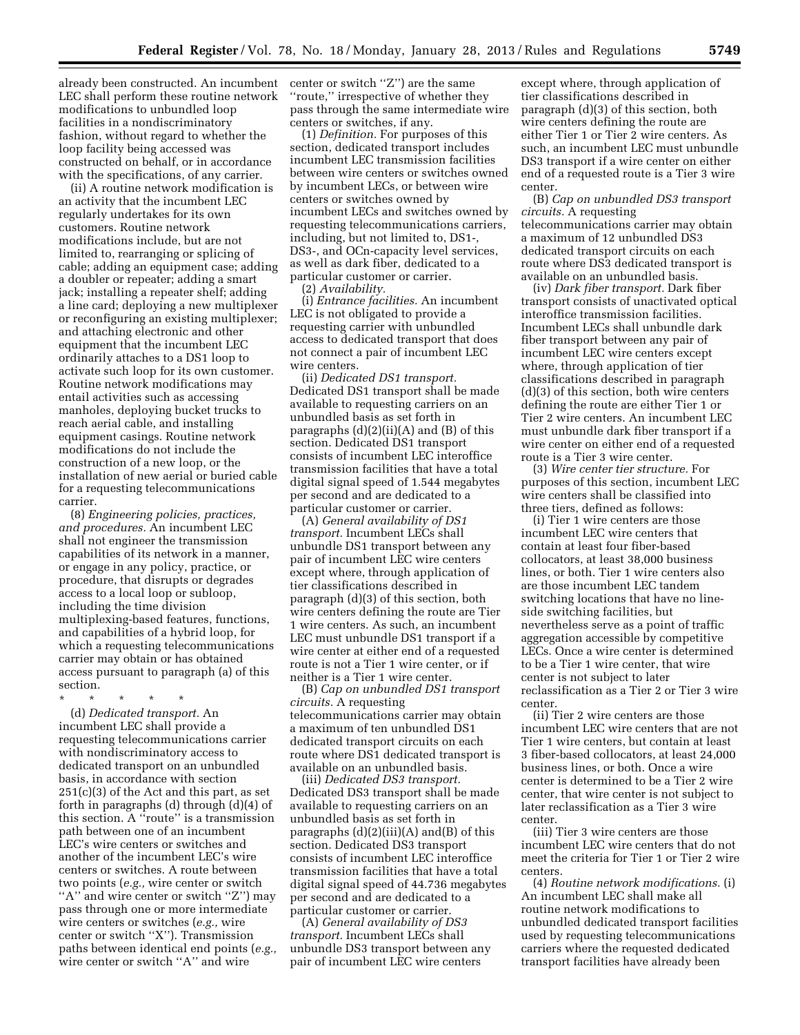already been constructed. An incumbent LEC shall perform these routine network modifications to unbundled loop facilities in a nondiscriminatory fashion, without regard to whether the loop facility being accessed was constructed on behalf, or in accordance with the specifications, of any carrier.

(ii) A routine network modification is an activity that the incumbent LEC regularly undertakes for its own customers. Routine network modifications include, but are not limited to, rearranging or splicing of cable; adding an equipment case; adding a doubler or repeater; adding a smart jack; installing a repeater shelf; adding a line card; deploying a new multiplexer or reconfiguring an existing multiplexer; and attaching electronic and other equipment that the incumbent LEC ordinarily attaches to a DS1 loop to activate such loop for its own customer. Routine network modifications may entail activities such as accessing manholes, deploying bucket trucks to reach aerial cable, and installing equipment casings. Routine network modifications do not include the construction of a new loop, or the installation of new aerial or buried cable for a requesting telecommunications carrier.

(8) *Engineering policies, practices, and procedures.* An incumbent LEC shall not engineer the transmission capabilities of its network in a manner, or engage in any policy, practice, or procedure, that disrupts or degrades access to a local loop or subloop, including the time division multiplexing-based features, functions, and capabilities of a hybrid loop, for which a requesting telecommunications carrier may obtain or has obtained access pursuant to paragraph (a) of this section.

\* \* \* \* \*

(d) *Dedicated transport.* An incumbent LEC shall provide a requesting telecommunications carrier with nondiscriminatory access to dedicated transport on an unbundled basis, in accordance with section 251(c)(3) of the Act and this part, as set forth in paragraphs (d) through (d)(4) of this section. A "route" is a transmission path between one of an incumbent LEC's wire centers or switches and another of the incumbent LEC's wire centers or switches. A route between two points (*e.g.,* wire center or switch "A" and wire center or switch "Z") may pass through one or more intermediate wire centers or switches (*e.g.,* wire center or switch "X"). Transmission paths between identical end points (*e.g.,* wire center or switch "A" and wire center or switch "Z") are the same "route," irrespective of whether they pass through the same intermediate wire centers or switches, if any.

(1) *Definition.* For purposes of this section, dedicated transport includes incumbent LEC transmission facilities between wire centers or switches owned by incumbent LECs, or between wire centers or switches owned by incumbent LECs and switches owned by requesting telecommunications carriers, including, but not limited to, DS1-, DS3-, and OCn-capacity level services, as well as dark fiber, dedicated to a particular customer or carrier.

(2) *Availability.*

(i) *Entrance facilities.* An incumbent LEC is not obligated to provide a requesting carrier with unbundled access to dedicated transport that does not connect a pair of incumbent LEC wire centers.

(ii) *Dedicated DS1 transport.* Dedicated DS1 transport shall be made available to requesting carriers on an unbundled basis as set forth in paragraphs (d)(2)(ii)(A) and (B) of this section. Dedicated DS1 transport consists of incumbent LEC interoffice transmission facilities that have a total digital signal speed of 1.544 megabytes per second and are dedicated to a particular customer or carrier.

(A) *General availability of DS1 transport.* Incumbent LECs shall unbundle DS1 transport between any pair of incumbent LEC wire centers except where, through application of tier classifications described in paragraph (d)(3) of this section, both wire centers defining the route are Tier 1 wire centers. As such, an incumbent LEC must unbundle DS1 transport if a wire center at either end of a requested route is not a Tier 1 wire center, or if neither is a Tier 1 wire center.

(B) *Cap on unbundled DS1 transport circuits.* A requesting telecommunications carrier may obtain a maximum of ten unbundled DS1 dedicated transport circuits on each route where DS1 dedicated transport is available on an unbundled basis.

(iii) *Dedicated DS3 transport.* Dedicated DS3 transport shall be made available to requesting carriers on an unbundled basis as set forth in paragraphs (d)(2)(iii)(A) and(B) of this section. Dedicated DS3 transport consists of incumbent LEC interoffice transmission facilities that have a total digital signal speed of 44.736 megabytes per second and are dedicated to a particular customer or carrier.

(A) *General availability of DS3 transport.* Incumbent LECs shall unbundle DS3 transport between any pair of incumbent LEC wire centers except where, through application of tier classifications described in paragraph (d)(3) of this section, both wire centers defining the route are either Tier 1 or Tier 2 wire centers. As such, an incumbent LEC must unbundle DS3 transport if a wire center on either end of a requested route is a Tier 3 wire center.

(B) *Cap on unbundled DS3 transport circuits.* A requesting telecommunications carrier may obtain a maximum of 12 unbundled DS3 dedicated transport circuits on each route where DS3 dedicated transport is available on an unbundled basis.

(iv) *Dark fiber transport.* Dark fiber transport consists of unactivated optical interoffice transmission facilities. Incumbent LECs shall unbundle dark fiber transport between any pair of incumbent LEC wire centers except where, through application of tier classifications described in paragraph (d)(3) of this section, both wire centers defining the route are either Tier 1 or Tier 2 wire centers. An incumbent LEC must unbundle dark fiber transport if a wire center on either end of a requested route is a Tier 3 wire center.

(3) *Wire center tier structure.* For purposes of this section, incumbent LEC wire centers shall be classified into three tiers, defined as follows:

(i) Tier 1 wire centers are those incumbent LEC wire centers that contain at least four fiber-based collocators, at least 38,000 business lines, or both. Tier 1 wire centers also are those incumbent LEC tandem switching locations that have no line-side switching facilities, but nevertheless serve as a point of traffic aggregation accessible by competitive LECs. Once a wire center is determined to be a Tier 1 wire center, that wire center is not subject to later reclassification as a Tier 2 or Tier 3 wire center.

(ii) Tier 2 wire centers are those incumbent LEC wire centers that are not Tier 1 wire centers, but contain at least 3 fiber-based collocators, at least 24,000 business lines, or both. Once a wire center is determined to be a Tier 2 wire center, that wire center is not subject to later reclassification as a Tier 3 wire center.

(iii) Tier 3 wire centers are those incumbent LEC wire centers that do not meet the criteria for Tier 1 or Tier 2 wire centers.

(4) *Routine network modifications.* (i) An incumbent LEC shall make all routine network modifications to unbundled dedicated transport facilities used by requesting telecommunications carriers where the requested dedicated transport facilities have already been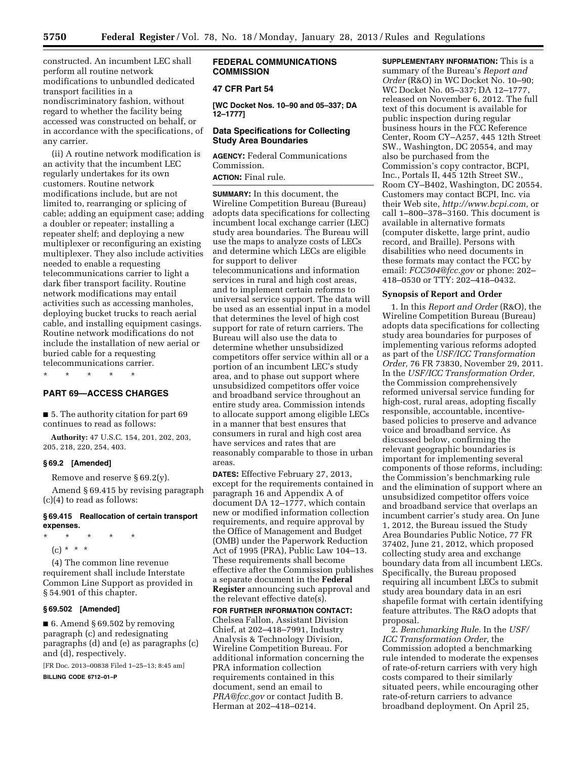constructed. An incumbent LEC shall perform all routine network modifications to unbundled dedicated transport facilities in a nondiscriminatory fashion, without regard to whether the facility being accessed was constructed on behalf, or in accordance with the specifications, of any carrier.

(ii) A routine network modification is an activity that the incumbent LEC regularly undertakes for its own customers. Routine network modifications include, but are not limited to, rearranging or splicing of cable; adding an equipment case; adding a doubler or repeater; installing a repeater shelf; and deploying a new multiplexer or reconfiguring an existing multiplexer. They also include activities needed to enable a requesting telecommunications carrier to light a dark fiber transport facility. Routine network modifications may entail activities such as accessing manholes, deploying bucket trucks to reach aerial cable, and installing equipment casings. Routine network modifications do not include the installation of new aerial or buried cable for a requesting telecommunications carrier.

\* \* \* \* \*

## PART 69—ACCESS CHARGES

■ 5. The authority citation for part 69 continues to read as follows:

**Authority:** 47 U.S.C. 154, 201, 202, 203, 205, 218, 220, 254, 403.

### § 69.2 [Amended]

Remove and reserve § 69.2(y).

Amend § 69.415 by revising paragraph (c)(4) to read as follows:

### § 69.415 Reallocation of certain transport expenses.

\* \* \* \* \*

(c) \* \* \*

(4) The common line revenue requirement shall include Interstate Common Line Support as provided in § 54.901 of this chapter.

### § 69.502 [Amended]

■ 6. Amend § 69.502 by removing paragraph (c) and redesignating paragraphs (d) and (e) as paragraphs (c) and (d), respectively.

[FR Doc. 2013–00838 Filed 1–25–13; 8:45 am]

**BILLING CODE 6712–01–P**

## FEDERAL COMMUNICATIONS COMMISSION

### 47 CFR Part 54

**[WC Docket Nos. 10–90 and 05–337; DA 12–1777]**

## Data Specifications for Collecting Study Area Boundaries

**AGENCY:** Federal Communications Commission.

**ACTION:** Final rule.

**SUMMARY:** In this document, the Wireline Competition Bureau (Bureau) adopts data specifications for collecting incumbent local exchange carrier (LEC) study area boundaries. The Bureau will use the maps to analyze costs of LECs and determine which LECs are eligible for support to deliver telecommunications and information services in rural and high cost areas, and to implement certain reforms to universal service support. The data will be used as an essential input in a model that determines the level of high cost support for rate of return carriers. The Bureau will also use the data to determine whether unsubsidized competitors offer service within all or a portion of an incumbent LEC's study area, and to phase out support where unsubsidized competitors offer voice and broadband service throughout an entire study area. Commission intends to allocate support among eligible LECs in a manner that best ensures that consumers in rural and high cost area have services and rates that are reasonably comparable to those in urban areas.

**DATES:** Effective February 27, 2013, except for the requirements contained in paragraph 16 and Appendix A of document DA 12–1777, which contain new or modified information collection requirements, and require approval by the Office of Management and Budget (OMB) under the Paperwork Reduction Act of 1995 (PRA), Public Law 104–13. These requirements shall become effective after the Commission publishes a separate document in the **Federal Register** announcing such approval and the relevant effective date(s).

**FOR FURTHER INFORMATION CONTACT:** Chelsea Fallon, Assistant Division Chief, at 202–418–7991, Industry Analysis & Technology Division, Wireline Competition Bureau. For additional information concerning the PRA information collection requirements contained in this document, send an email to *PRA@fcc.gov* or contact Judith B. Herman at 202–418–0214.

**SUPPLEMENTARY INFORMATION:** This is a summary of the Bureau's *Report and Order* (R&O) in WC Docket No. 10–90; WC Docket No. 05–337; DA 12–1777, released on November 6, 2012. The full text of this document is available for public inspection during regular business hours in the FCC Reference Center, Room CY–A257, 445 12th Street SW., Washington, DC 20554, and may also be purchased from the Commission's copy contractor, BCPI, Inc., Portals II, 445 12th Street SW., Room CY–B402, Washington, DC 20554. Customers may contact BCPI, Inc. via their Web site, *http://www.bcpi.com*, or call 1–800–378–3160. This document is available in alternative formats (computer diskette, large print, audio record, and Braille). Persons with disabilities who need documents in these formats may contact the FCC by email: *FCC504@fcc.gov* or phone: 202–418–0530 or TTY: 202–418–0432.

### Synopsis of Report and Order

1. In this *Report and Order* (R&O), the Wireline Competition Bureau (Bureau) adopts data specifications for collecting study area boundaries for purposes of implementing various reforms adopted as part of the *USF/ICC Transformation Order,* 76 FR 73830, November 29, 2011. In the *USF/ICC Transformation Order,* the Commission comprehensively reformed universal service funding for high-cost, rural areas, adopting fiscally responsible, accountable, incentive-based policies to preserve and advance voice and broadband service. As discussed below, confirming the relevant geographic boundaries is important for implementing several components of those reforms, including: the Commission's benchmarking rule and the elimination of support where an unsubsidized competitor offers voice and broadband service that overlaps an incumbent carrier's study area. On June 1, 2012, the Bureau issued the Study Area Boundaries Public Notice, 77 FR 37402, June 21, 2012, which proposed collecting study area and exchange boundary data from all incumbent LECs. Specifically, the Bureau proposed requiring all incumbent LECs to submit study area boundary data in an esri shapefile format with certain identifying feature attributes. The R&O adopts that proposal.

2. *Benchmarking Rule.* In the *USF/ICC Transformation Order,* the Commission adopted a benchmarking rule intended to moderate the expenses of rate-of-return carriers with very high costs compared to their similarly situated peers, while encouraging other rate-of-return carriers to advance broadband deployment. On April 25,